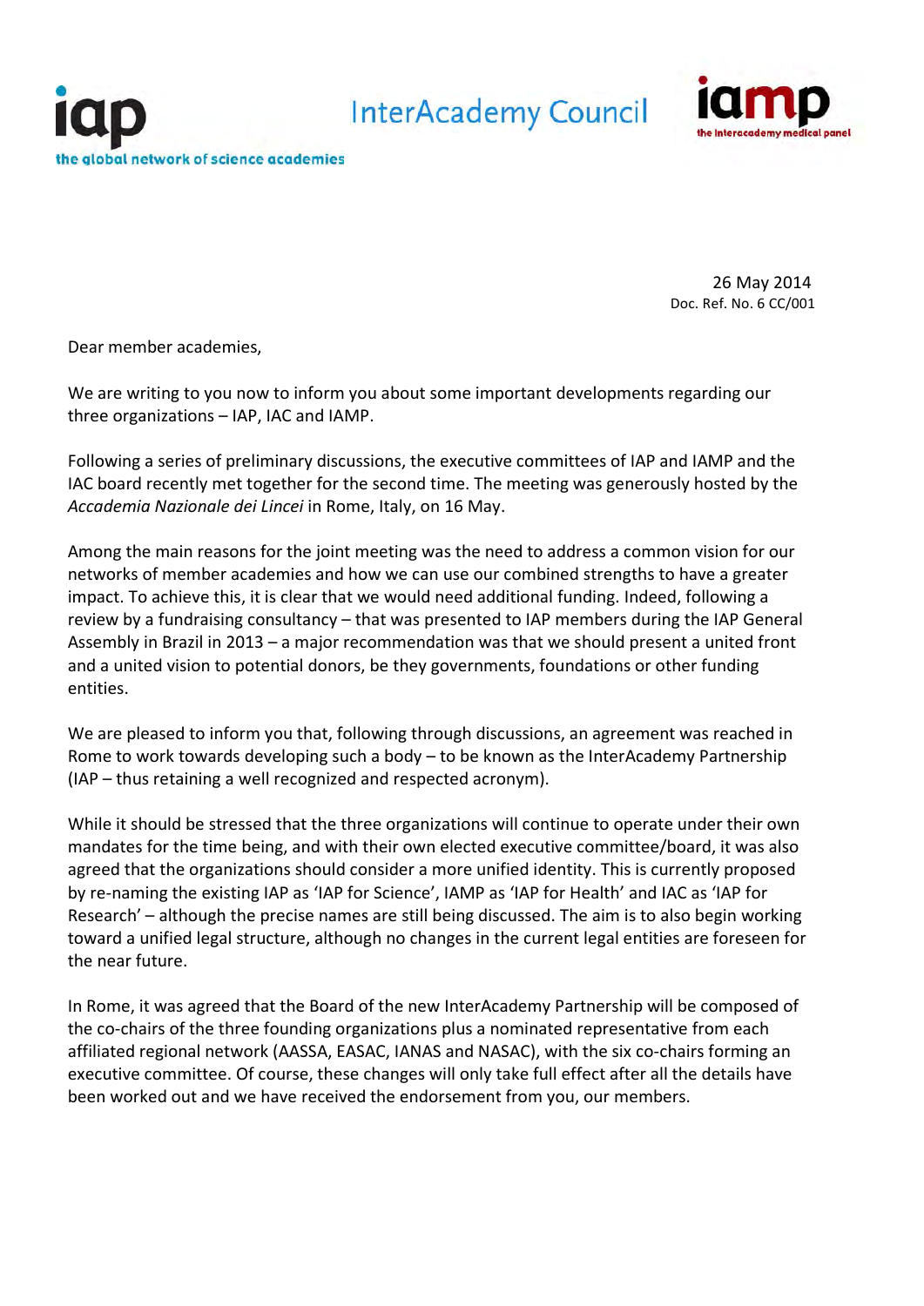iap
the global network of science academies

InterAcademy Council

iamp
the interacademy medical panel

26 May 2014
Doc. Ref. No. 6 CC/001

Dear member academies,

We are writing to you now to inform you about some important developments regarding our three organizations – IAP, IAC and IAMP.

Following a series of preliminary discussions, the executive committees of IAP and IAMP and the IAC board recently met together for the second time. The meeting was generously hosted by the *Accademia Nazionale dei Lincei* in Rome, Italy, on 16 May.

Among the main reasons for the joint meeting was the need to address a common vision for our networks of member academies and how we can use our combined strengths to have a greater impact. To achieve this, it is clear that we would need additional funding. Indeed, following a review by a fundraising consultancy – that was presented to IAP members during the IAP General Assembly in Brazil in 2013 – a major recommendation was that we should present a united front and a united vision to potential donors, be they governments, foundations or other funding entities.

We are pleased to inform you that, following through discussions, an agreement was reached in Rome to work towards developing such a body – to be known as the InterAcademy Partnership (IAP – thus retaining a well recognized and respected acronym).

While it should be stressed that the three organizations will continue to operate under their own mandates for the time being, and with their own elected executive committee/board, it was also agreed that the organizations should consider a more unified identity. This is currently proposed by re-naming the existing IAP as 'IAP for Science', IAMP as 'IAP for Health' and IAC as 'IAP for Research' – although the precise names are still being discussed. The aim is to also begin working toward a unified legal structure, although no changes in the current legal entities are foreseen for the near future.

In Rome, it was agreed that the Board of the new InterAcademy Partnership will be composed of the co-chairs of the three founding organizations plus a nominated representative from each affiliated regional network (AASSA, EASAC, IANAS and NASAC), with the six co-chairs forming an executive committee. Of course, these changes will only take full effect after all the details have been worked out and we have received the endorsement from you, our members.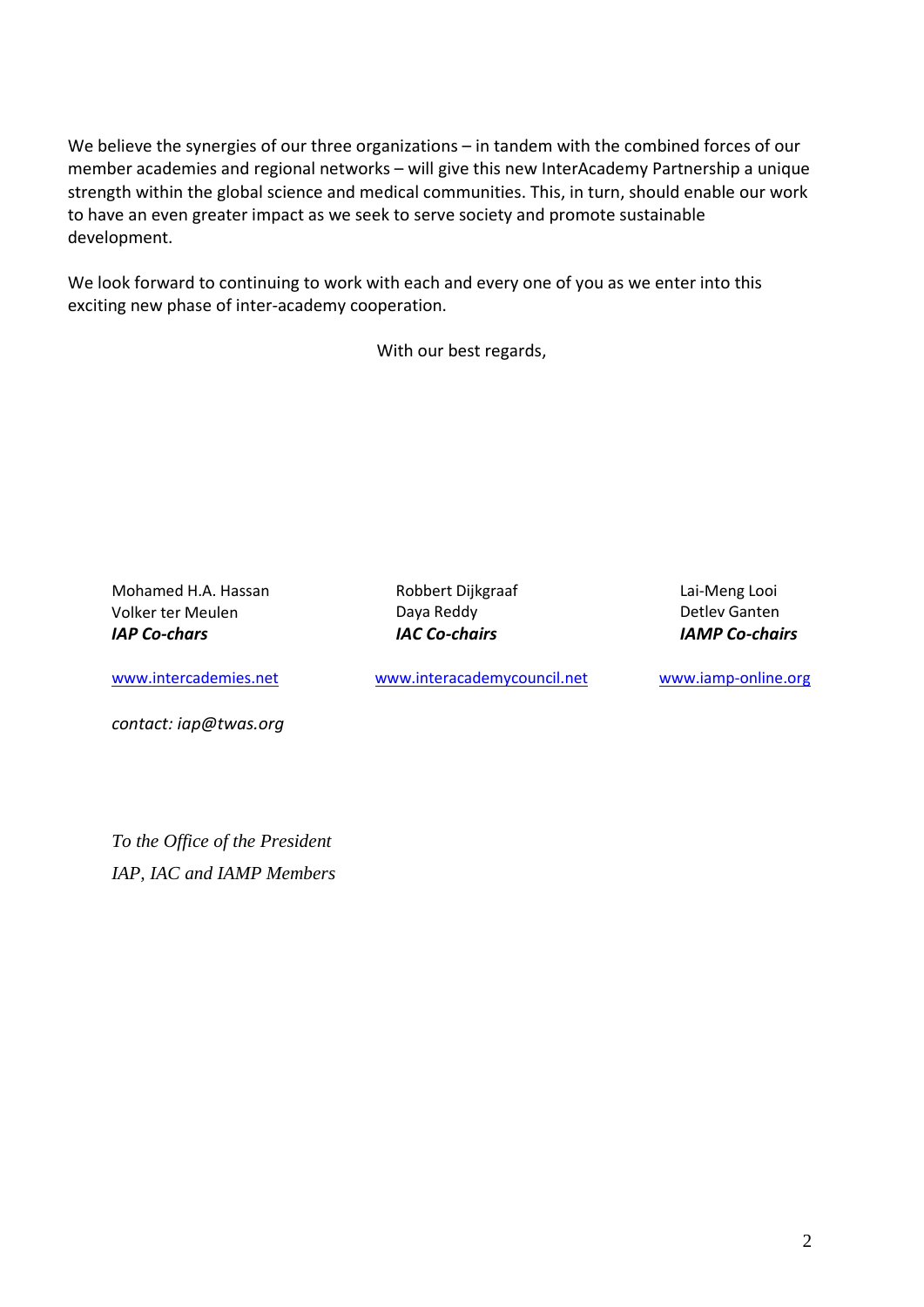We believe the synergies of our three organizations – in tandem with the combined forces of our member academies and regional networks – will give this new InterAcademy Partnership a unique strength within the global science and medical communities. This, in turn, should enable our work to have an even greater impact as we seek to serve society and promote sustainable development.

We look forward to continuing to work with each and every one of you as we enter into this exciting new phase of inter-academy cooperation.

With our best regards,

Mohamed H.A. Hassan
Volker ter Meulen
***IAP Co-chars***

www.intercademies.net

Robbert Dijkgraaf
Daya Reddy
***IAC Co-chairs***

www.interacademycouncil.net

Lai-Meng Looi
Detlev Ganten
***IAMP Co-chairs***

www.iamp-online.org

*contact: iap@twas.org*

*To the Office of the President*
*IAP, IAC and IAMP Members*